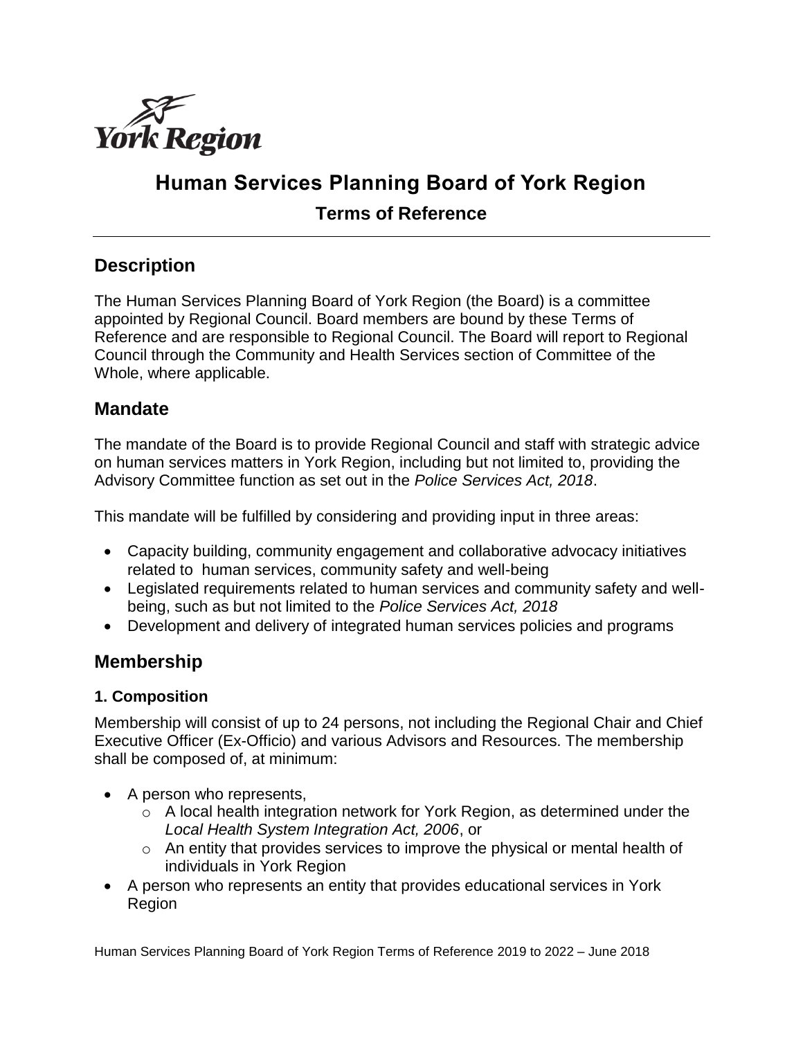# Human Services Planning Board of York Region

## Terms of Reference

## Description

The Human Services Planning Board of York Region (the Board) is a committee appointed by Regional Council. Board members are bound by these Terms of Reference and are responsible to Regional Council. The Board will report to Regional Council through the Community and Health Services section of Committee of the Whole, where applicable.

## Mandate

The mandate of the Board is to provide Regional Council and staff with strategic advice on human services matters in York Region, including but not limited to, providing the Advisory Committee function as set out in the *Police Services Act, 2018*.

This mandate will be fulfilled by considering and providing input in three areas:

- Capacity building, community engagement and collaborative advocacy initiatives related to human services, community safety and well-being
- Legislated requirements related to human services and community safety and well-being, such as but not limited to the *Police Services Act, 2018*
- Development and delivery of integrated human services policies and programs

## Membership

### 1. Composition

Membership will consist of up to 24 persons, not including the Regional Chair and Chief Executive Officer (Ex-Officio) and various Advisors and Resources. The membership shall be composed of, at minimum:

- A person who represents,
  - A local health integration network for York Region, as determined under the *Local Health System Integration Act, 2006*, or
  - An entity that provides services to improve the physical or mental health of individuals in York Region
- A person who represents an entity that provides educational services in York Region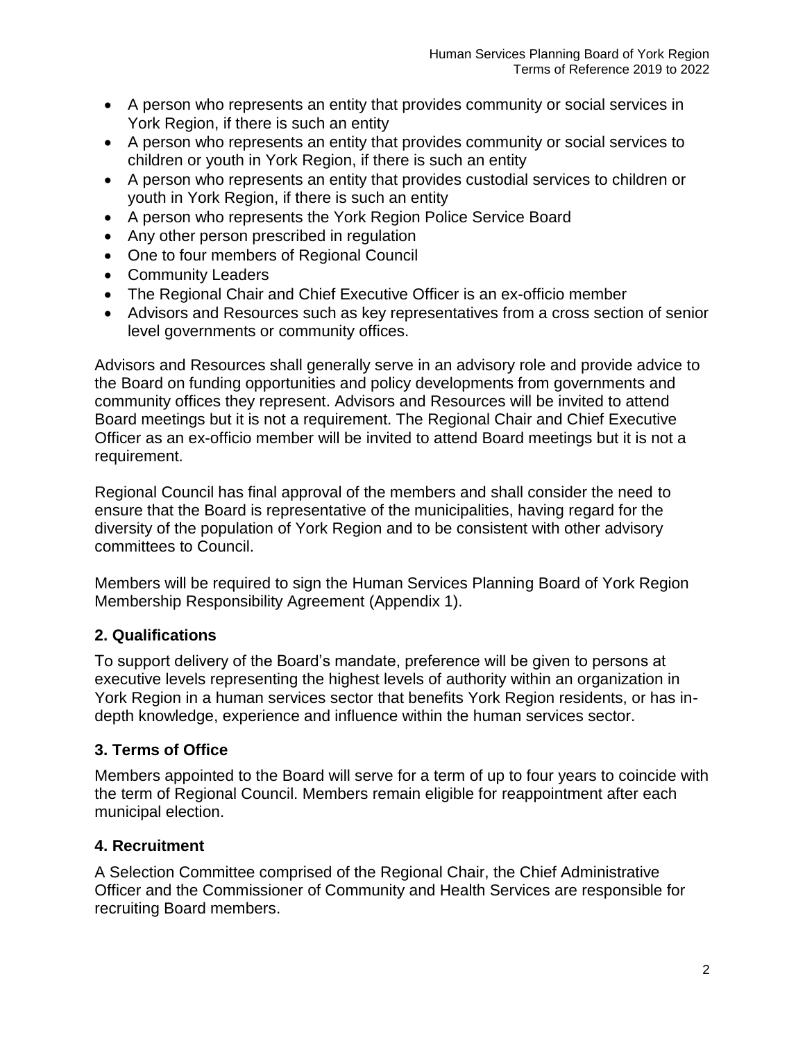- A person who represents an entity that provides community or social services in York Region, if there is such an entity
- A person who represents an entity that provides community or social services to children or youth in York Region, if there is such an entity
- A person who represents an entity that provides custodial services to children or youth in York Region, if there is such an entity
- A person who represents the York Region Police Service Board
- Any other person prescribed in regulation
- One to four members of Regional Council
- Community Leaders
- The Regional Chair and Chief Executive Officer is an ex-officio member
- Advisors and Resources such as key representatives from a cross section of senior level governments or community offices.

Advisors and Resources shall generally serve in an advisory role and provide advice to the Board on funding opportunities and policy developments from governments and community offices they represent. Advisors and Resources will be invited to attend Board meetings but it is not a requirement. The Regional Chair and Chief Executive Officer as an ex-officio member will be invited to attend Board meetings but it is not a requirement.

Regional Council has final approval of the members and shall consider the need to ensure that the Board is representative of the municipalities, having regard for the diversity of the population of York Region and to be consistent with other advisory committees to Council.

Members will be required to sign the Human Services Planning Board of York Region Membership Responsibility Agreement (Appendix 1).

## 2. Qualifications

To support delivery of the Board's mandate, preference will be given to persons at executive levels representing the highest levels of authority within an organization in York Region in a human services sector that benefits York Region residents, or has in-depth knowledge, experience and influence within the human services sector.

## 3. Terms of Office

Members appointed to the Board will serve for a term of up to four years to coincide with the term of Regional Council. Members remain eligible for reappointment after each municipal election.

## 4. Recruitment

A Selection Committee comprised of the Regional Chair, the Chief Administrative Officer and the Commissioner of Community and Health Services are responsible for recruiting Board members.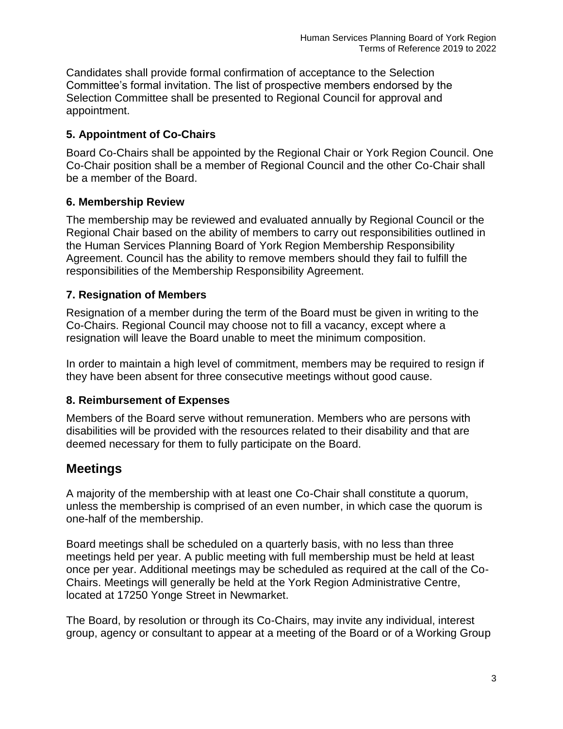Candidates shall provide formal confirmation of acceptance to the Selection Committee's formal invitation. The list of prospective members endorsed by the Selection Committee shall be presented to Regional Council for approval and appointment.

### 5. Appointment of Co-Chairs

Board Co-Chairs shall be appointed by the Regional Chair or York Region Council. One Co-Chair position shall be a member of Regional Council and the other Co-Chair shall be a member of the Board.

### 6. Membership Review

The membership may be reviewed and evaluated annually by Regional Council or the Regional Chair based on the ability of members to carry out responsibilities outlined in the Human Services Planning Board of York Region Membership Responsibility Agreement. Council has the ability to remove members should they fail to fulfill the responsibilities of the Membership Responsibility Agreement.

### 7. Resignation of Members

Resignation of a member during the term of the Board must be given in writing to the Co-Chairs. Regional Council may choose not to fill a vacancy, except where a resignation will leave the Board unable to meet the minimum composition.

In order to maintain a high level of commitment, members may be required to resign if they have been absent for three consecutive meetings without good cause.

### 8. Reimbursement of Expenses

Members of the Board serve without remuneration. Members who are persons with disabilities will be provided with the resources related to their disability and that are deemed necessary for them to fully participate on the Board.

## Meetings

A majority of the membership with at least one Co-Chair shall constitute a quorum, unless the membership is comprised of an even number, in which case the quorum is one-half of the membership.

Board meetings shall be scheduled on a quarterly basis, with no less than three meetings held per year. A public meeting with full membership must be held at least once per year. Additional meetings may be scheduled as required at the call of the Co-Chairs. Meetings will generally be held at the York Region Administrative Centre, located at 17250 Yonge Street in Newmarket.

The Board, by resolution or through its Co-Chairs, may invite any individual, interest group, agency or consultant to appear at a meeting of the Board or of a Working Group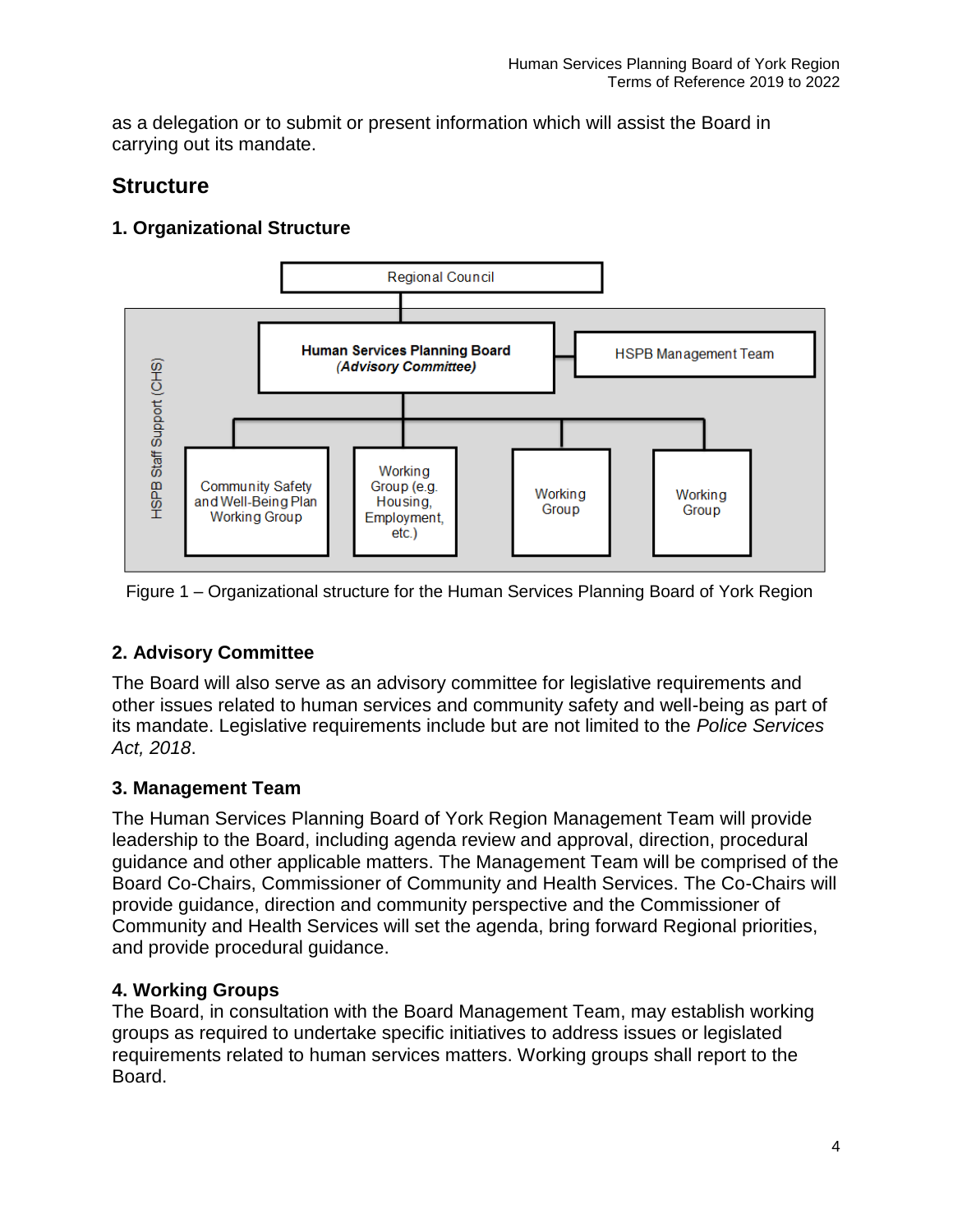as a delegation or to submit or present information which will assist the Board in carrying out its mandate.

## Structure

### 1. Organizational Structure

Figure 1 – Organizational structure for the Human Services Planning Board of York Region

### 2. Advisory Committee

The Board will also serve as an advisory committee for legislative requirements and other issues related to human services and community safety and well-being as part of its mandate. Legislative requirements include but are not limited to the *Police Services Act, 2018*.

### 3. Management Team

The Human Services Planning Board of York Region Management Team will provide leadership to the Board, including agenda review and approval, direction, procedural guidance and other applicable matters. The Management Team will be comprised of the Board Co-Chairs, Commissioner of Community and Health Services. The Co-Chairs will provide guidance, direction and community perspective and the Commissioner of Community and Health Services will set the agenda, bring forward Regional priorities, and provide procedural guidance.

### 4. Working Groups

The Board, in consultation with the Board Management Team, may establish working groups as required to undertake specific initiatives to address issues or legislated requirements related to human services matters. Working groups shall report to the Board.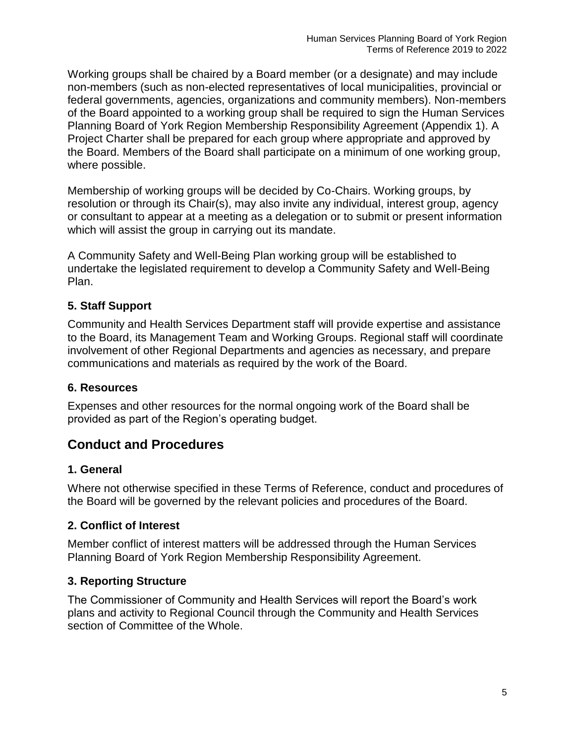Working groups shall be chaired by a Board member (or a designate) and may include non-members (such as non-elected representatives of local municipalities, provincial or federal governments, agencies, organizations and community members). Non-members of the Board appointed to a working group shall be required to sign the Human Services Planning Board of York Region Membership Responsibility Agreement (Appendix 1). A Project Charter shall be prepared for each group where appropriate and approved by the Board. Members of the Board shall participate on a minimum of one working group, where possible.

Membership of working groups will be decided by Co-Chairs. Working groups, by resolution or through its Chair(s), may also invite any individual, interest group, agency or consultant to appear at a meeting as a delegation or to submit or present information which will assist the group in carrying out its mandate.

A Community Safety and Well-Being Plan working group will be established to undertake the legislated requirement to develop a Community Safety and Well-Being Plan.

### 5. Staff Support

Community and Health Services Department staff will provide expertise and assistance to the Board, its Management Team and Working Groups. Regional staff will coordinate involvement of other Regional Departments and agencies as necessary, and prepare communications and materials as required by the work of the Board.

### 6. Resources

Expenses and other resources for the normal ongoing work of the Board shall be provided as part of the Region's operating budget.

## Conduct and Procedures

### 1. General

Where not otherwise specified in these Terms of Reference, conduct and procedures of the Board will be governed by the relevant policies and procedures of the Board.

### 2. Conflict of Interest

Member conflict of interest matters will be addressed through the Human Services Planning Board of York Region Membership Responsibility Agreement.

### 3. Reporting Structure

The Commissioner of Community and Health Services will report the Board's work plans and activity to Regional Council through the Community and Health Services section of Committee of the Whole.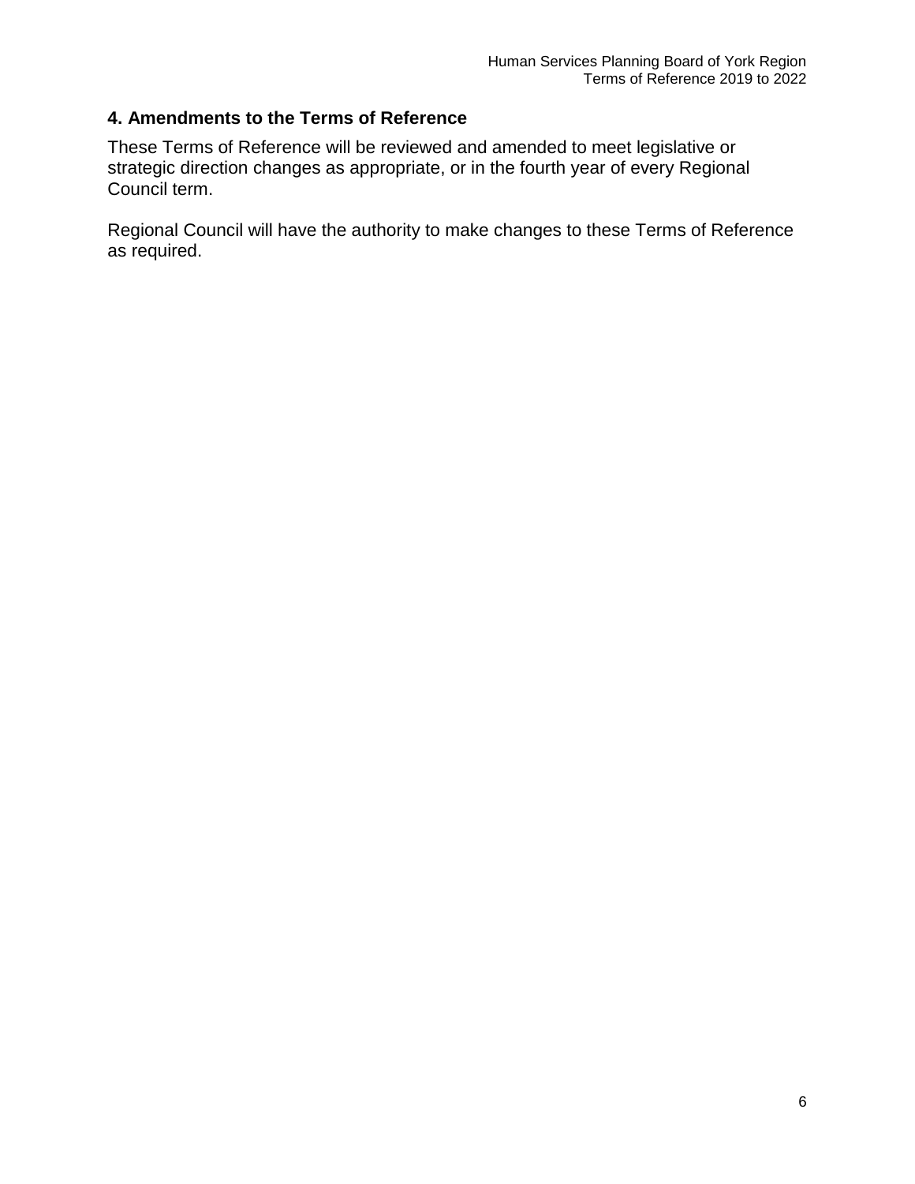## 4. Amendments to the Terms of Reference

These Terms of Reference will be reviewed and amended to meet legislative or strategic direction changes as appropriate, or in the fourth year of every Regional Council term.

Regional Council will have the authority to make changes to these Terms of Reference as required.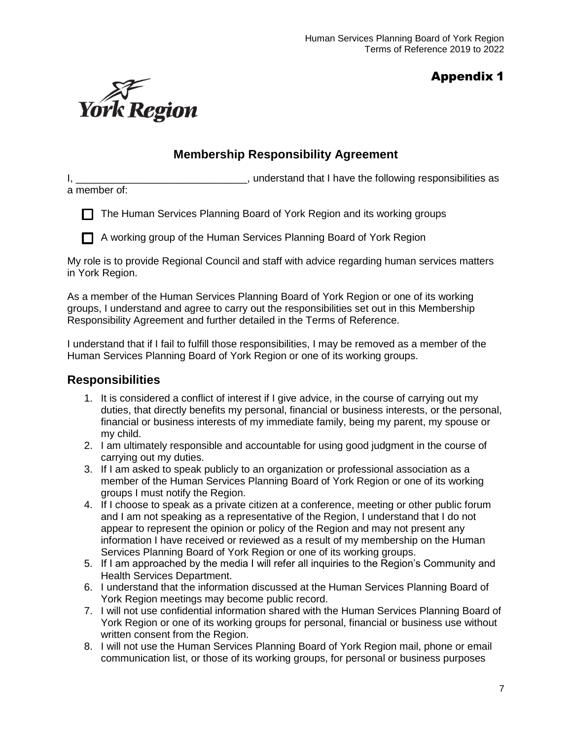# Appendix 1

## Membership Responsibility Agreement

I, ______________________________, understand that I have the following responsibilities as a member of:

- [ ] The Human Services Planning Board of York Region and its working groups
- [ ] A working group of the Human Services Planning Board of York Region

My role is to provide Regional Council and staff with advice regarding human services matters in York Region.

As a member of the Human Services Planning Board of York Region or one of its working groups, I understand and agree to carry out the responsibilities set out in this Membership Responsibility Agreement and further detailed in the Terms of Reference.

I understand that if I fail to fulfill those responsibilities, I may be removed as a member of the Human Services Planning Board of York Region or one of its working groups.

## Responsibilities

1. It is considered a conflict of interest if I give advice, in the course of carrying out my duties, that directly benefits my personal, financial or business interests, or the personal, financial or business interests of my immediate family, being my parent, my spouse or my child.
2. I am ultimately responsible and accountable for using good judgment in the course of carrying out my duties.
3. If I am asked to speak publicly to an organization or professional association as a member of the Human Services Planning Board of York Region or one of its working groups I must notify the Region.
4. If I choose to speak as a private citizen at a conference, meeting or other public forum and I am not speaking as a representative of the Region, I understand that I do not appear to represent the opinion or policy of the Region and may not present any information I have received or reviewed as a result of my membership on the Human Services Planning Board of York Region or one of its working groups.
5. If I am approached by the media I will refer all inquiries to the Region's Community and Health Services Department.
6. I understand that the information discussed at the Human Services Planning Board of York Region meetings may become public record.
7. I will not use confidential information shared with the Human Services Planning Board of York Region or one of its working groups for personal, financial or business use without written consent from the Region.
8. I will not use the Human Services Planning Board of York Region mail, phone or email communication list, or those of its working groups, for personal or business purposes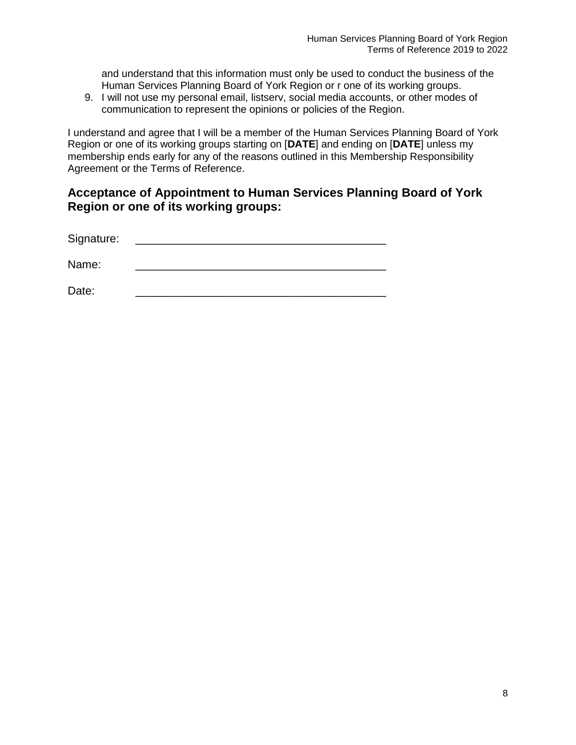and understand that this information must only be used to conduct the business of the Human Services Planning Board of York Region or r one of its working groups.

9. I will not use my personal email, listserv, social media accounts, or other modes of communication to represent the opinions or policies of the Region.

I understand and agree that I will be a member of the Human Services Planning Board of York Region or one of its working groups starting on [**DATE**] and ending on [**DATE**] unless my membership ends early for any of the reasons outlined in this Membership Responsibility Agreement or the Terms of Reference.

## Acceptance of Appointment to Human Services Planning Board of York Region or one of its working groups:

Signature: ________________________________________

Name: ________________________________________

Date: ________________________________________